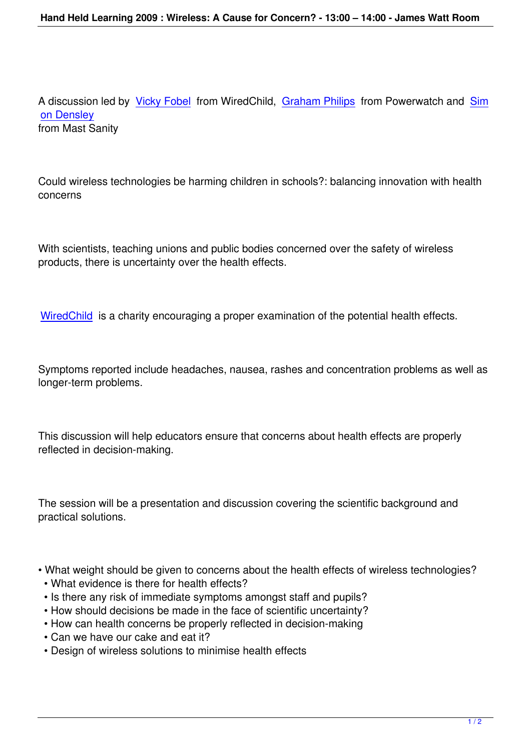A discussion led by Vicky Fobel from WiredChild, Graham Philips from Powerwatch and Simon Densley from Mast Sanity

Could wireless technologies be harming children in schools?: balancing innovation with health concerns

With scientists, teaching unions and public bodies concerned over the safety of wireless products, there is uncertainty over the health effects.

WiredChild is a charity encouraging a proper examination of the potential health effects.

Symptoms reported include headaches, nausea, rashes and concentration problems as well as longer-term problems.

This discussion will help educators ensure that concerns about health effects are properly reflected in decision-making.

The session will be a presentation and discussion covering the scientific background and practical solutions.

- What weight should be given to concerns about the health effects of wireless technologies?
  - What evidence is there for health effects?
  - Is there any risk of immediate symptoms amongst staff and pupils?
  - How should decisions be made in the face of scientific uncertainty?
  - How can health concerns be properly reflected in decision-making
  - Can we have our cake and eat it?
  - Design of wireless solutions to minimise health effects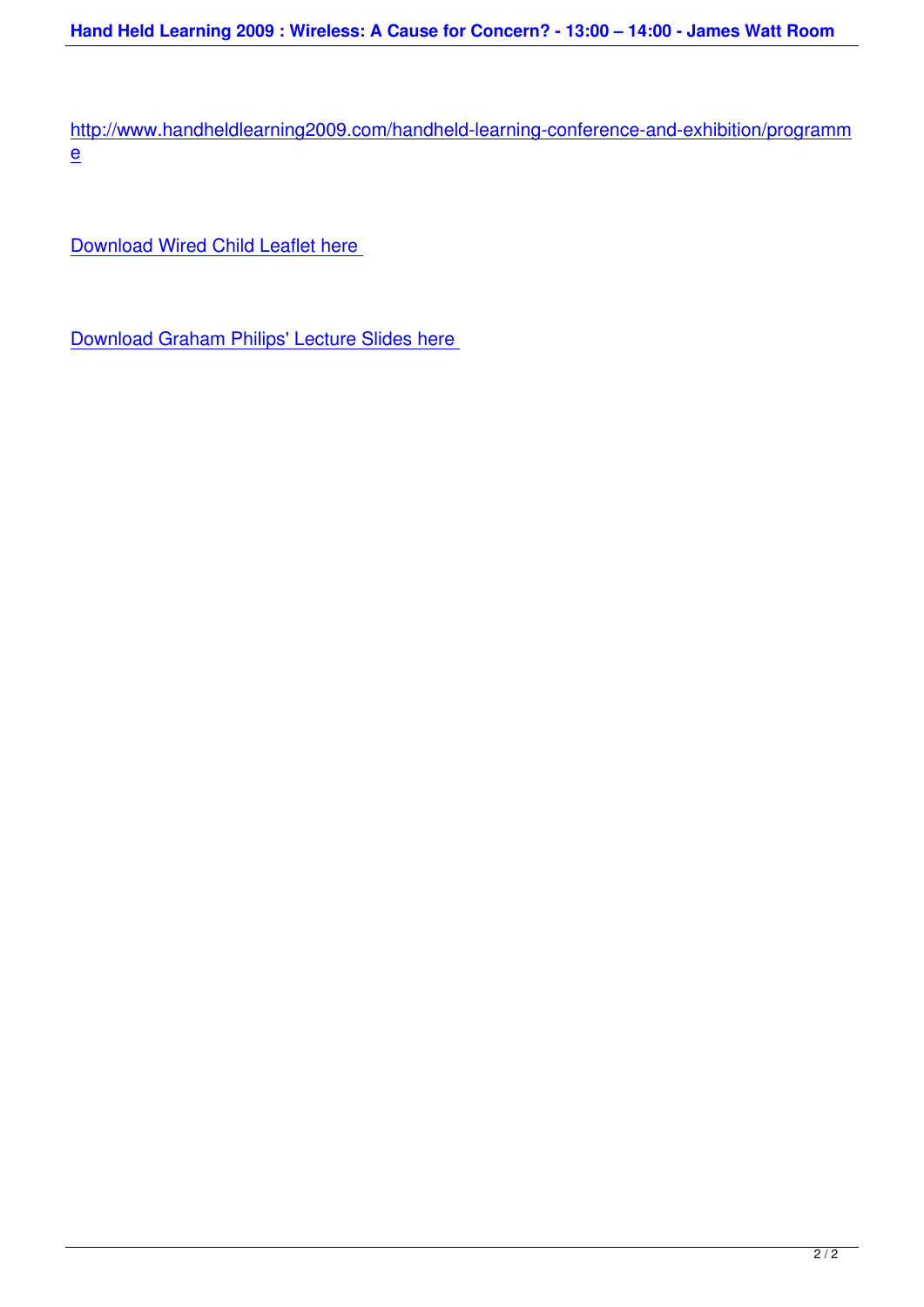http://www.handheldlearning2009.com/handheld-learning-conference-and-exhibition/programme

Download Wired Child Leaflet here

Download Graham Philips' Lecture Slides here